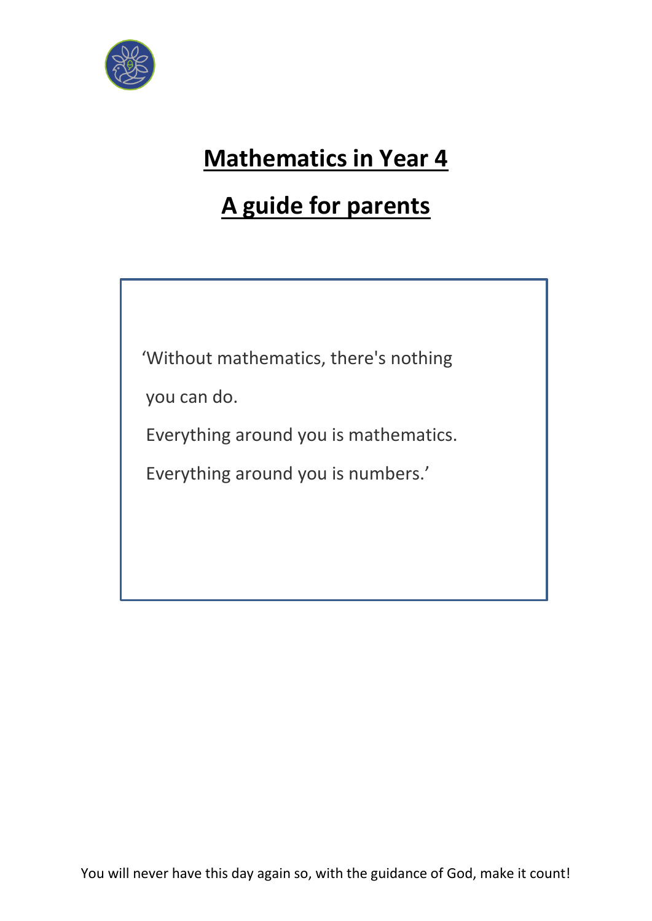# Mathematics in Year 4

# A guide for parents

'Without mathematics, there's nothing

you can do.

Everything around you is mathematics.

Everything around you is numbers.'

You will never have this day again so, with the guidance of God, make it count!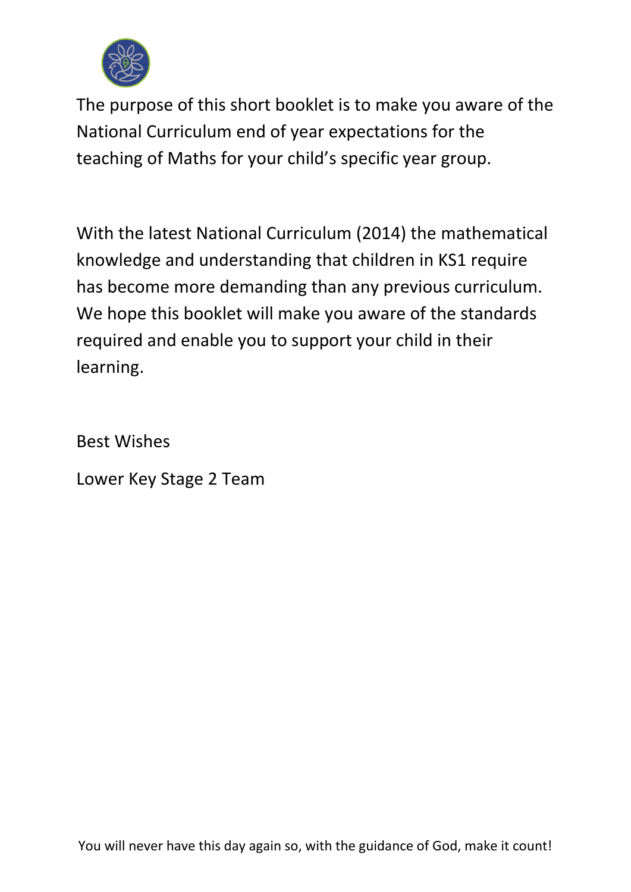The purpose of this short booklet is to make you aware of the National Curriculum end of year expectations for the teaching of Maths for your child's specific year group.

With the latest National Curriculum (2014) the mathematical knowledge and understanding that children in KS1 require has become more demanding than any previous curriculum. We hope this booklet will make you aware of the standards required and enable you to support your child in their learning.

Best Wishes

Lower Key Stage 2 Team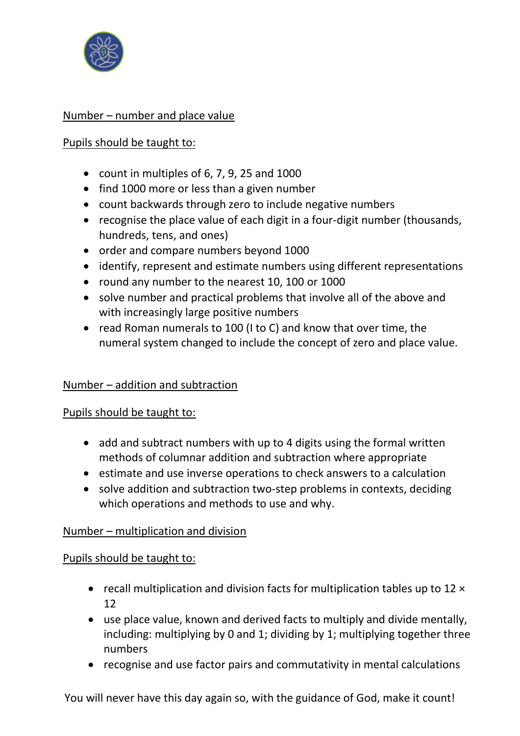Number – number and place value

Pupils should be taught to:

- count in multiples of 6, 7, 9, 25 and 1000
- find 1000 more or less than a given number
- count backwards through zero to include negative numbers
- recognise the place value of each digit in a four-digit number (thousands, hundreds, tens, and ones)
- order and compare numbers beyond 1000
- identify, represent and estimate numbers using different representations
- round any number to the nearest 10, 100 or 1000
- solve number and practical problems that involve all of the above and with increasingly large positive numbers
- read Roman numerals to 100 (I to C) and know that over time, the numeral system changed to include the concept of zero and place value.

Number – addition and subtraction

Pupils should be taught to:

- add and subtract numbers with up to 4 digits using the formal written methods of columnar addition and subtraction where appropriate
- estimate and use inverse operations to check answers to a calculation
- solve addition and subtraction two-step problems in contexts, deciding which operations and methods to use and why.

Number – multiplication and division

Pupils should be taught to:

- recall multiplication and division facts for multiplication tables up to 12 × 12
- use place value, known and derived facts to multiply and divide mentally, including: multiplying by 0 and 1; dividing by 1; multiplying together three numbers
- recognise and use factor pairs and commutativity in mental calculations

You will never have this day again so, with the guidance of God, make it count!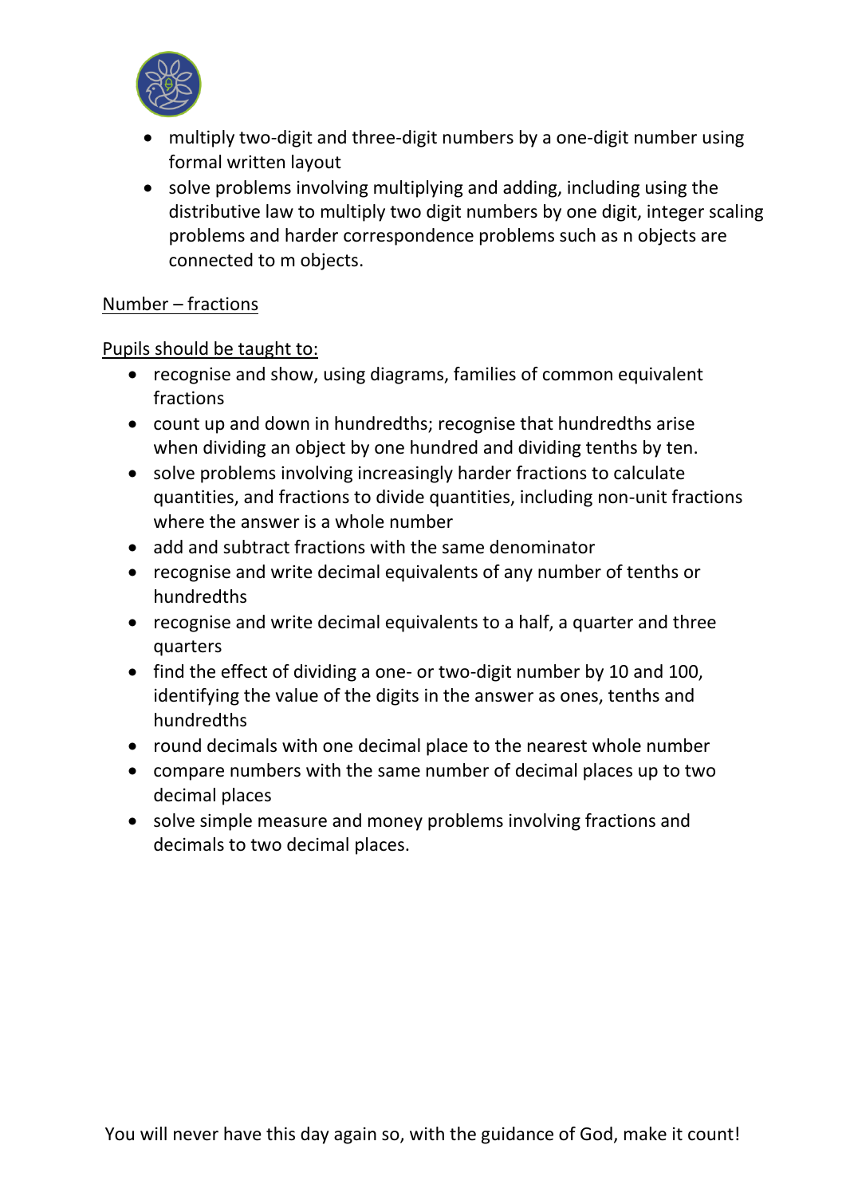- multiply two-digit and three-digit numbers by a one-digit number using formal written layout
- solve problems involving multiplying and adding, including using the distributive law to multiply two digit numbers by one digit, integer scaling problems and harder correspondence problems such as n objects are connected to m objects.

<u>Number – fractions</u>

<u>Pupils should be taught to:</u>

- recognise and show, using diagrams, families of common equivalent fractions
- count up and down in hundredths; recognise that hundredths arise when dividing an object by one hundred and dividing tenths by ten.
- solve problems involving increasingly harder fractions to calculate quantities, and fractions to divide quantities, including non-unit fractions where the answer is a whole number
- add and subtract fractions with the same denominator
- recognise and write decimal equivalents of any number of tenths or hundredths
- recognise and write decimal equivalents to a half, a quarter and three quarters
- find the effect of dividing a one- or two-digit number by 10 and 100, identifying the value of the digits in the answer as ones, tenths and hundredths
- round decimals with one decimal place to the nearest whole number
- compare numbers with the same number of decimal places up to two decimal places
- solve simple measure and money problems involving fractions and decimals to two decimal places.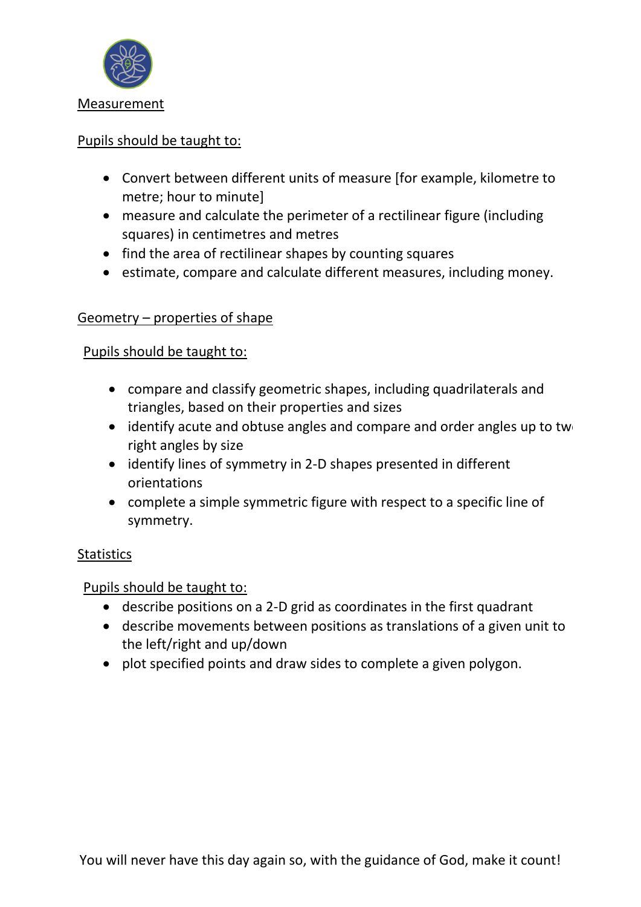Measurement

Pupils should be taught to:

- Convert between different units of measure [for example, kilometre to metre; hour to minute]
- measure and calculate the perimeter of a rectilinear figure (including squares) in centimetres and metres
- find the area of rectilinear shapes by counting squares
- estimate, compare and calculate different measures, including money.

Geometry – properties of shape

Pupils should be taught to:

- compare and classify geometric shapes, including quadrilaterals and triangles, based on their properties and sizes
- identify acute and obtuse angles and compare and order angles up to two right angles by size
- identify lines of symmetry in 2-D shapes presented in different orientations
- complete a simple symmetric figure with respect to a specific line of symmetry.

Statistics

Pupils should be taught to:

- describe positions on a 2-D grid as coordinates in the first quadrant
- describe movements between positions as translations of a given unit to the left/right and up/down
- plot specified points and draw sides to complete a given polygon.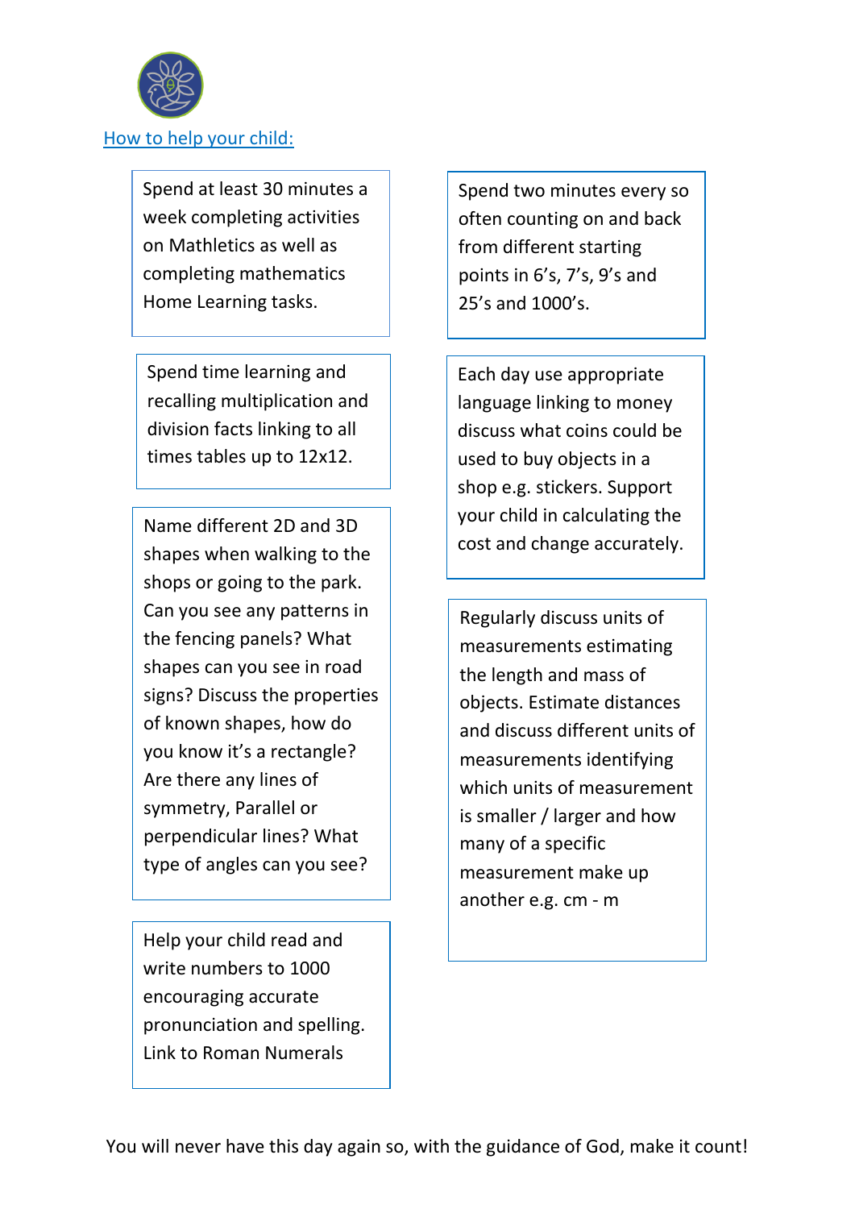How to help your child:

Spend at least 30 minutes a week completing activities on Mathletics as well as completing mathematics Home Learning tasks.

Spend time learning and recalling multiplication and division facts linking to all times tables up to 12x12.

Name different 2D and 3D shapes when walking to the shops or going to the park. Can you see any patterns in the fencing panels? What shapes can you see in road signs? Discuss the properties of known shapes, how do you know it's a rectangle? Are there any lines of symmetry, Parallel or perpendicular lines? What type of angles can you see?

Help your child read and write numbers to 1000 encouraging accurate pronunciation and spelling. Link to Roman Numerals

Spend two minutes every so often counting on and back from different starting points in 6's, 7's, 9's and 25's and 1000's.

Each day use appropriate language linking to money discuss what coins could be used to buy objects in a shop e.g. stickers. Support your child in calculating the cost and change accurately.

Regularly discuss units of measurements estimating the length and mass of objects. Estimate distances and discuss different units of measurements identifying which units of measurement is smaller / larger and how many of a specific measurement make up another e.g. cm - m

You will never have this day again so, with the guidance of God, make it count!